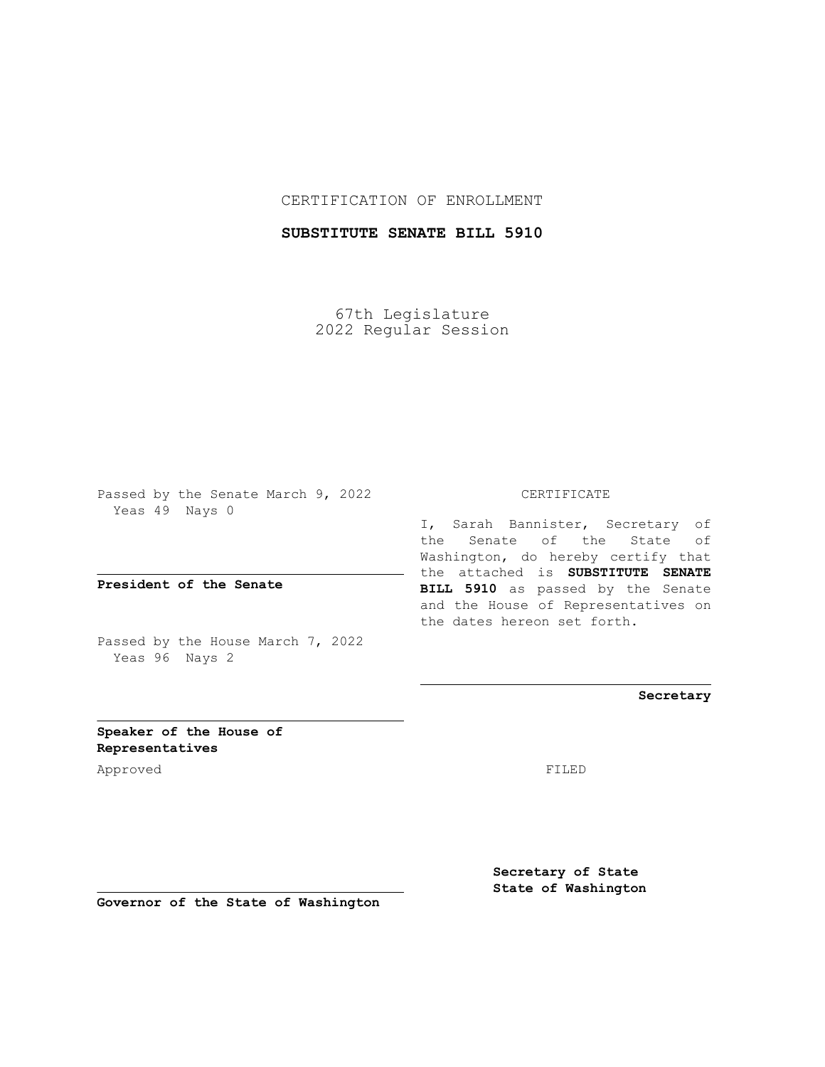CERTIFICATION OF ENROLLMENT

**SUBSTITUTE SENATE BILL 5910**

67th Legislature
2022 Regular Session

Passed by the Senate March 9, 2022
Yeas 49 Nays 0

**President of the Senate**

Passed by the House March 7, 2022
Yeas 96 Nays 2

**Speaker of the House of Representatives**

Approved

**Governor of the State of Washington**

CERTIFICATE

I, Sarah Bannister, Secretary of the Senate of the State of Washington, do hereby certify that the attached is **SUBSTITUTE SENATE BILL 5910** as passed by the Senate and the House of Representatives on the dates hereon set forth.

**Secretary**

FILED

**Secretary of State**
**State of Washington**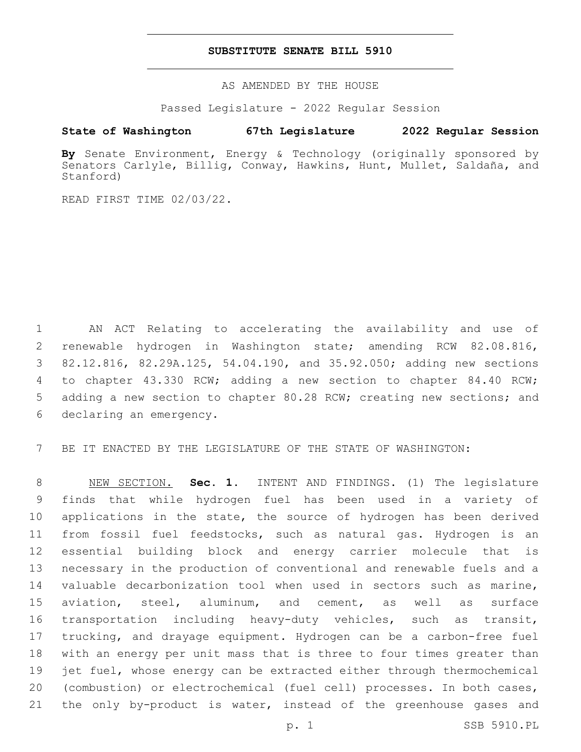# SUBSTITUTE SENATE BILL 5910

AS AMENDED BY THE HOUSE

Passed Legislature - 2022 Regular Session

**State of Washington 67th Legislature 2022 Regular Session**

**By** Senate Environment, Energy & Technology (originally sponsored by Senators Carlyle, Billig, Conway, Hawkins, Hunt, Mullet, Saldaña, and Stanford)

READ FIRST TIME 02/03/22.

AN ACT Relating to accelerating the availability and use of renewable hydrogen in Washington state; amending RCW 82.08.816, 82.12.816, 82.29A.125, 54.04.190, and 35.92.050; adding new sections to chapter 43.330 RCW; adding a new section to chapter 84.40 RCW; adding a new section to chapter 80.28 RCW; creating new sections; and declaring an emergency.

BE IT ENACTED BY THE LEGISLATURE OF THE STATE OF WASHINGTON:

NEW SECTION. **Sec. 1.** INTENT AND FINDINGS. (1) The legislature finds that while hydrogen fuel has been used in a variety of applications in the state, the source of hydrogen has been derived from fossil fuel feedstocks, such as natural gas. Hydrogen is an essential building block and energy carrier molecule that is necessary in the production of conventional and renewable fuels and a valuable decarbonization tool when used in sectors such as marine, aviation, steel, aluminum, and cement, as well as surface transportation including heavy-duty vehicles, such as transit, trucking, and drayage equipment. Hydrogen can be a carbon-free fuel with an energy per unit mass that is three to four times greater than jet fuel, whose energy can be extracted either through thermochemical (combustion) or electrochemical (fuel cell) processes. In both cases, the only by-product is water, instead of the greenhouse gases and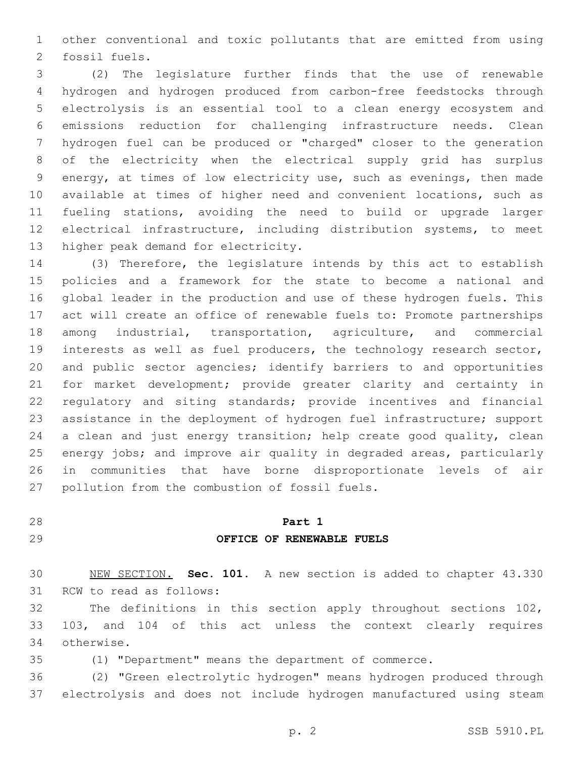other conventional and toxic pollutants that are emitted from using fossil fuels.

(2) The legislature further finds that the use of renewable hydrogen and hydrogen produced from carbon-free feedstocks through electrolysis is an essential tool to a clean energy ecosystem and emissions reduction for challenging infrastructure needs. Clean hydrogen fuel can be produced or "charged" closer to the generation of the electricity when the electrical supply grid has surplus energy, at times of low electricity use, such as evenings, then made available at times of higher need and convenient locations, such as fueling stations, avoiding the need to build or upgrade larger electrical infrastructure, including distribution systems, to meet higher peak demand for electricity.

(3) Therefore, the legislature intends by this act to establish policies and a framework for the state to become a national and global leader in the production and use of these hydrogen fuels. This act will create an office of renewable fuels to: Promote partnerships among industrial, transportation, agriculture, and commercial interests as well as fuel producers, the technology research sector, and public sector agencies; identify barriers to and opportunities for market development; provide greater clarity and certainty in regulatory and siting standards; provide incentives and financial assistance in the deployment of hydrogen fuel infrastructure; support a clean and just energy transition; help create good quality, clean energy jobs; and improve air quality in degraded areas, particularly in communities that have borne disproportionate levels of air pollution from the combustion of fossil fuels.

**Part 1**

**OFFICE OF RENEWABLE FUELS**

NEW SECTION. **Sec. 101.** A new section is added to chapter 43.330 RCW to read as follows:

The definitions in this section apply throughout sections 102, 103, and 104 of this act unless the context clearly requires otherwise.

(1) "Department" means the department of commerce.

(2) "Green electrolytic hydrogen" means hydrogen produced through electrolysis and does not include hydrogen manufactured using steam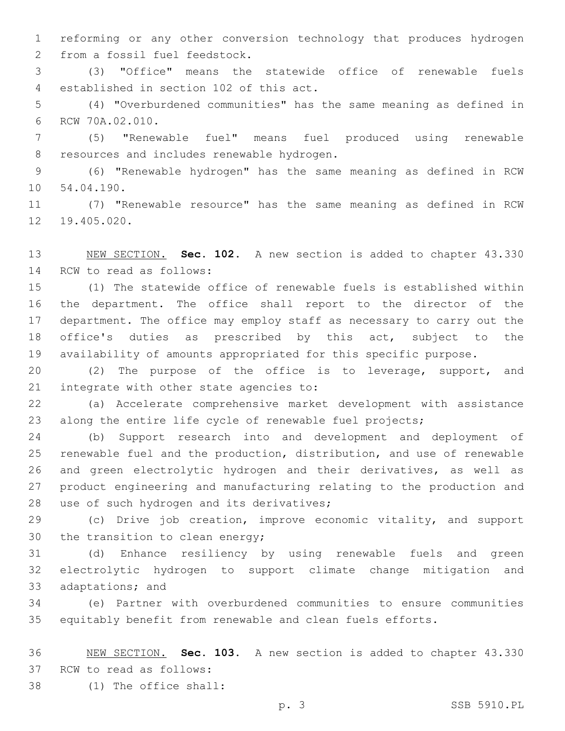reforming or any other conversion technology that produces hydrogen from a fossil fuel feedstock.

(3) "Office" means the statewide office of renewable fuels established in section 102 of this act.

(4) "Overburdened communities" has the same meaning as defined in RCW 70A.02.010.

(5) "Renewable fuel" means fuel produced using renewable resources and includes renewable hydrogen.

(6) "Renewable hydrogen" has the same meaning as defined in RCW 54.04.190.

(7) "Renewable resource" has the same meaning as defined in RCW 19.405.020.

NEW SECTION. **Sec. 102.** A new section is added to chapter 43.330 RCW to read as follows:

(1) The statewide office of renewable fuels is established within the department. The office shall report to the director of the department. The office may employ staff as necessary to carry out the office's duties as prescribed by this act, subject to the availability of amounts appropriated for this specific purpose.

(2) The purpose of the office is to leverage, support, and integrate with other state agencies to:

(a) Accelerate comprehensive market development with assistance along the entire life cycle of renewable fuel projects;

(b) Support research into and development and deployment of renewable fuel and the production, distribution, and use of renewable and green electrolytic hydrogen and their derivatives, as well as product engineering and manufacturing relating to the production and use of such hydrogen and its derivatives;

(c) Drive job creation, improve economic vitality, and support the transition to clean energy;

(d) Enhance resiliency by using renewable fuels and green electrolytic hydrogen to support climate change mitigation and adaptations; and

(e) Partner with overburdened communities to ensure communities equitably benefit from renewable and clean fuels efforts.

NEW SECTION. **Sec. 103.** A new section is added to chapter 43.330 RCW to read as follows:

(1) The office shall: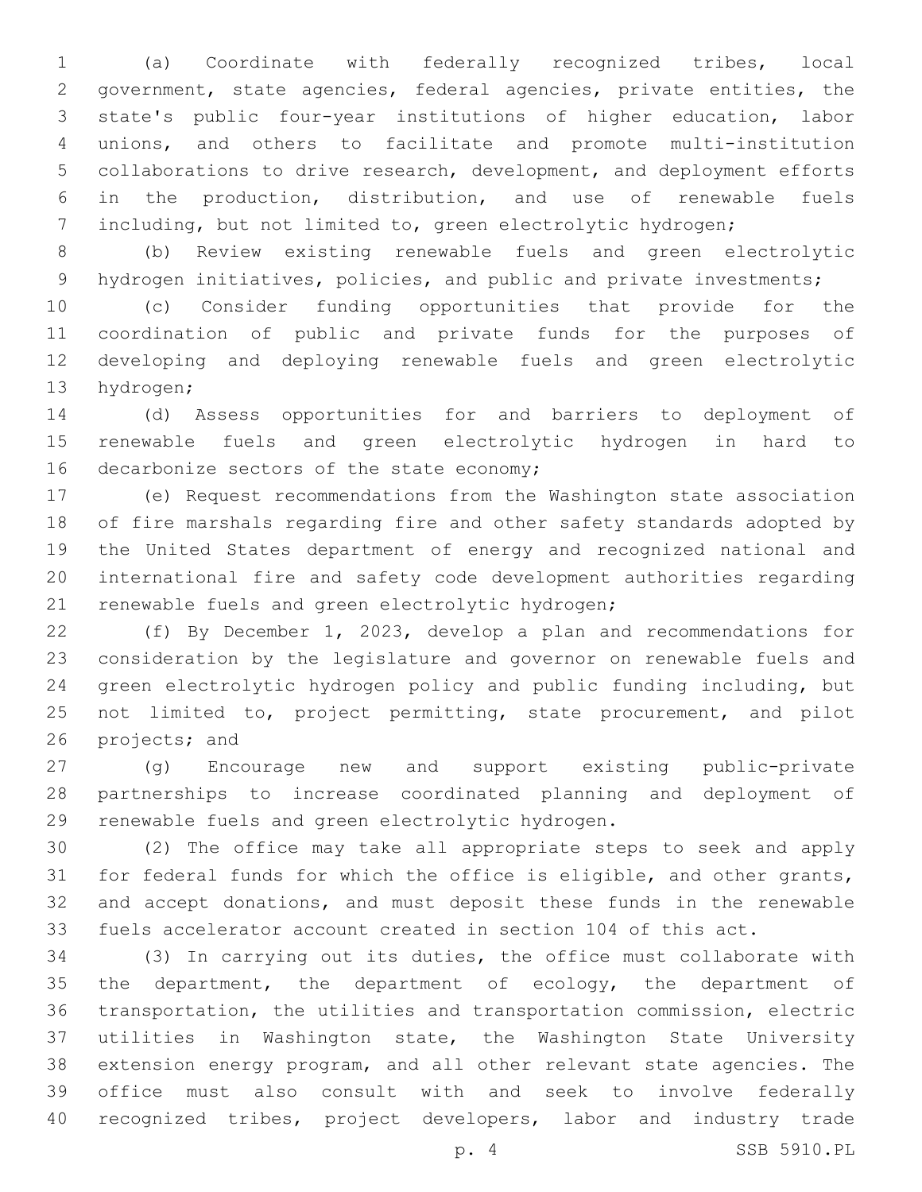(a) Coordinate with federally recognized tribes, local government, state agencies, federal agencies, private entities, the state's public four-year institutions of higher education, labor unions, and others to facilitate and promote multi-institution collaborations to drive research, development, and deployment efforts in the production, distribution, and use of renewable fuels including, but not limited to, green electrolytic hydrogen;

(b) Review existing renewable fuels and green electrolytic hydrogen initiatives, policies, and public and private investments;

(c) Consider funding opportunities that provide for the coordination of public and private funds for the purposes of developing and deploying renewable fuels and green electrolytic hydrogen;

(d) Assess opportunities for and barriers to deployment of renewable fuels and green electrolytic hydrogen in hard to decarbonize sectors of the state economy;

(e) Request recommendations from the Washington state association of fire marshals regarding fire and other safety standards adopted by the United States department of energy and recognized national and international fire and safety code development authorities regarding renewable fuels and green electrolytic hydrogen;

(f) By December 1, 2023, develop a plan and recommendations for consideration by the legislature and governor on renewable fuels and green electrolytic hydrogen policy and public funding including, but not limited to, project permitting, state procurement, and pilot projects; and

(g) Encourage new and support existing public-private partnerships to increase coordinated planning and deployment of renewable fuels and green electrolytic hydrogen.

(2) The office may take all appropriate steps to seek and apply for federal funds for which the office is eligible, and other grants, and accept donations, and must deposit these funds in the renewable fuels accelerator account created in section 104 of this act.

(3) In carrying out its duties, the office must collaborate with the department, the department of ecology, the department of transportation, the utilities and transportation commission, electric utilities in Washington state, the Washington State University extension energy program, and all other relevant state agencies. The office must also consult with and seek to involve federally recognized tribes, project developers, labor and industry trade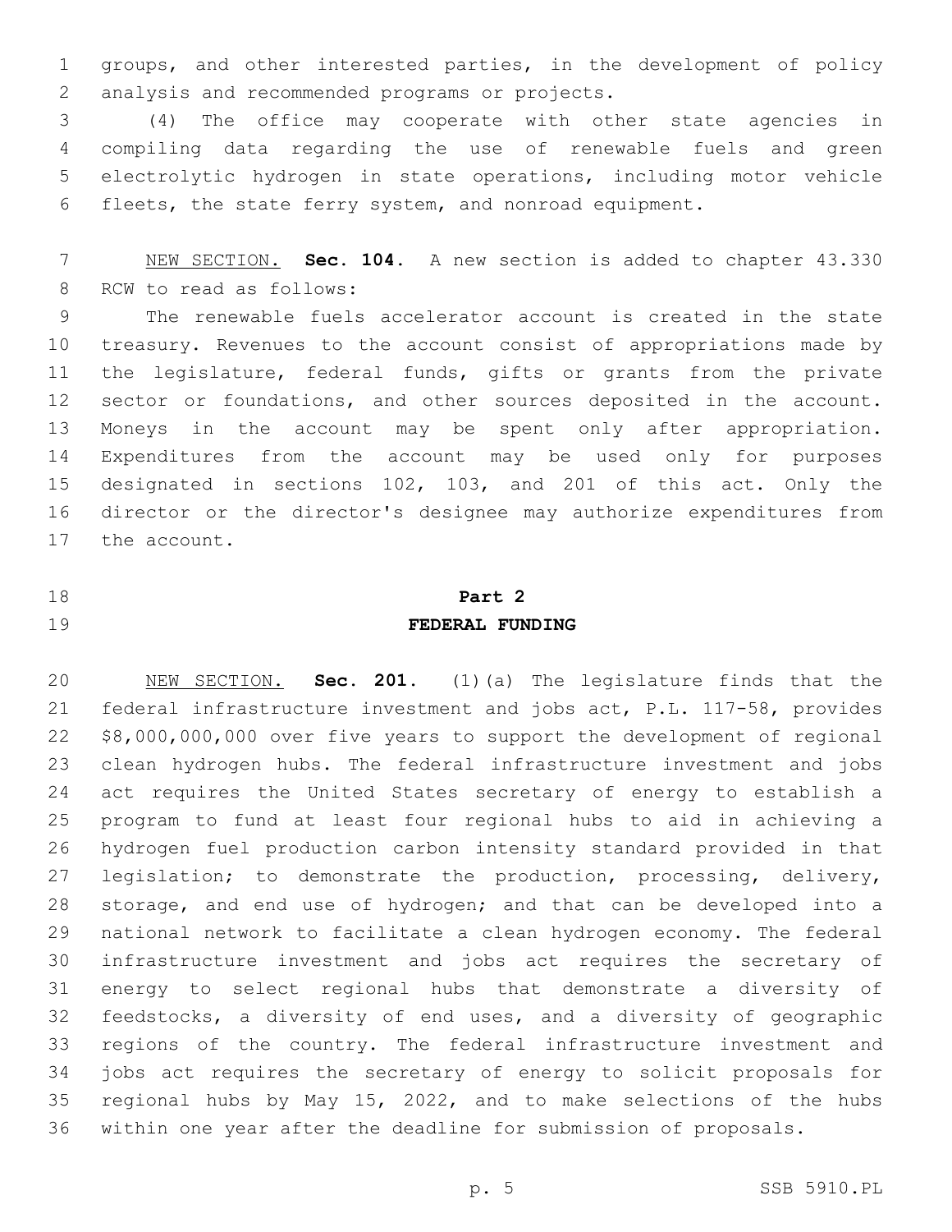groups, and other interested parties, in the development of policy analysis and recommended programs or projects.

(4) The office may cooperate with other state agencies in compiling data regarding the use of renewable fuels and green electrolytic hydrogen in state operations, including motor vehicle fleets, the state ferry system, and nonroad equipment.

NEW SECTION. **Sec. 104.** A new section is added to chapter 43.330 RCW to read as follows:

The renewable fuels accelerator account is created in the state treasury. Revenues to the account consist of appropriations made by the legislature, federal funds, gifts or grants from the private sector or foundations, and other sources deposited in the account. Moneys in the account may be spent only after appropriation. Expenditures from the account may be used only for purposes designated in sections 102, 103, and 201 of this act. Only the director or the director's designee may authorize expenditures from the account.

## Part 2
## FEDERAL FUNDING

NEW SECTION. **Sec. 201.** (1)(a) The legislature finds that the federal infrastructure investment and jobs act, P.L. 117-58, provides $8,000,000,000 over five years to support the development of regional clean hydrogen hubs. The federal infrastructure investment and jobs act requires the United States secretary of energy to establish a program to fund at least four regional hubs to aid in achieving a hydrogen fuel production carbon intensity standard provided in that legislation; to demonstrate the production, processing, delivery, storage, and end use of hydrogen; and that can be developed into a national network to facilitate a clean hydrogen economy. The federal infrastructure investment and jobs act requires the secretary of energy to select regional hubs that demonstrate a diversity of feedstocks, a diversity of end uses, and a diversity of geographic regions of the country. The federal infrastructure investment and jobs act requires the secretary of energy to solicit proposals for regional hubs by May 15, 2022, and to make selections of the hubs within one year after the deadline for submission of proposals.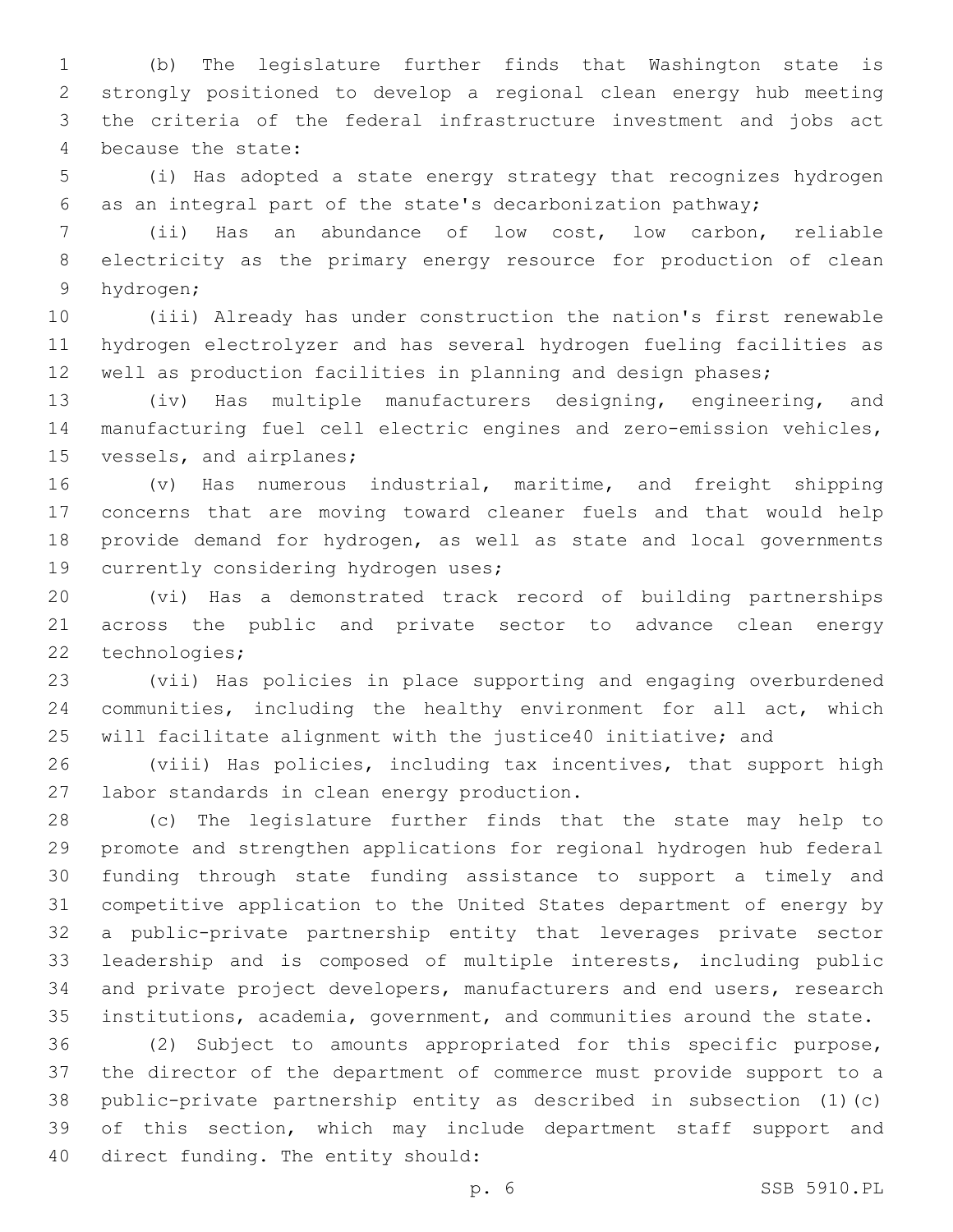(b) The legislature further finds that Washington state is strongly positioned to develop a regional clean energy hub meeting the criteria of the federal infrastructure investment and jobs act because the state:

(i) Has adopted a state energy strategy that recognizes hydrogen as an integral part of the state's decarbonization pathway;

(ii) Has an abundance of low cost, low carbon, reliable electricity as the primary energy resource for production of clean hydrogen;

(iii) Already has under construction the nation's first renewable hydrogen electrolyzer and has several hydrogen fueling facilities as well as production facilities in planning and design phases;

(iv) Has multiple manufacturers designing, engineering, and manufacturing fuel cell electric engines and zero-emission vehicles, vessels, and airplanes;

(v) Has numerous industrial, maritime, and freight shipping concerns that are moving toward cleaner fuels and that would help provide demand for hydrogen, as well as state and local governments currently considering hydrogen uses;

(vi) Has a demonstrated track record of building partnerships across the public and private sector to advance clean energy technologies;

(vii) Has policies in place supporting and engaging overburdened communities, including the healthy environment for all act, which will facilitate alignment with the justice40 initiative; and

(viii) Has policies, including tax incentives, that support high labor standards in clean energy production.

(c) The legislature further finds that the state may help to promote and strengthen applications for regional hydrogen hub federal funding through state funding assistance to support a timely and competitive application to the United States department of energy by a public-private partnership entity that leverages private sector leadership and is composed of multiple interests, including public and private project developers, manufacturers and end users, research institutions, academia, government, and communities around the state.

(2) Subject to amounts appropriated for this specific purpose, the director of the department of commerce must provide support to a public-private partnership entity as described in subsection (1)(c) of this section, which may include department staff support and direct funding. The entity should: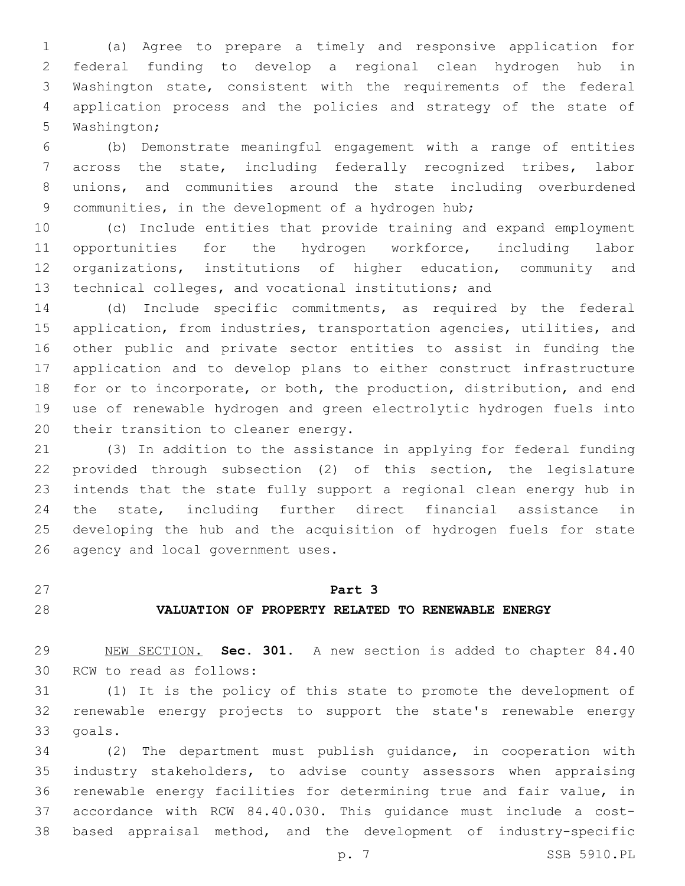(a) Agree to prepare a timely and responsive application for federal funding to develop a regional clean hydrogen hub in Washington state, consistent with the requirements of the federal application process and the policies and strategy of the state of Washington;

(b) Demonstrate meaningful engagement with a range of entities across the state, including federally recognized tribes, labor unions, and communities around the state including overburdened communities, in the development of a hydrogen hub;

(c) Include entities that provide training and expand employment opportunities for the hydrogen workforce, including labor organizations, institutions of higher education, community and technical colleges, and vocational institutions; and

(d) Include specific commitments, as required by the federal application, from industries, transportation agencies, utilities, and other public and private sector entities to assist in funding the application and to develop plans to either construct infrastructure for or to incorporate, or both, the production, distribution, and end use of renewable hydrogen and green electrolytic hydrogen fuels into their transition to cleaner energy.

(3) In addition to the assistance in applying for federal funding provided through subsection (2) of this section, the legislature intends that the state fully support a regional clean energy hub in the state, including further direct financial assistance in developing the hub and the acquisition of hydrogen fuels for state agency and local government uses.

## Part 3

## VALUATION OF PROPERTY RELATED TO RENEWABLE ENERGY

NEW SECTION. **Sec. 301.** A new section is added to chapter 84.40 RCW to read as follows:

(1) It is the policy of this state to promote the development of renewable energy projects to support the state's renewable energy goals.

(2) The department must publish guidance, in cooperation with industry stakeholders, to advise county assessors when appraising renewable energy facilities for determining true and fair value, in accordance with RCW 84.40.030. This guidance must include a cost-based appraisal method, and the development of industry-specific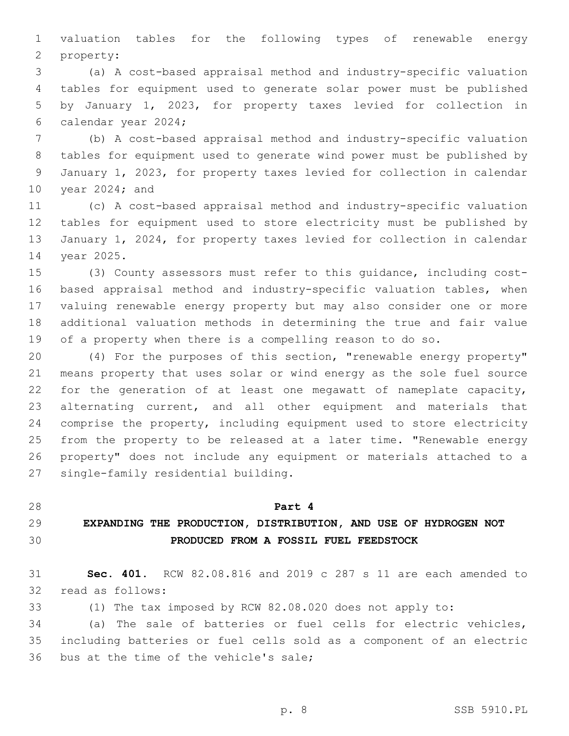valuation tables for the following types of renewable energy property:

(a) A cost-based appraisal method and industry-specific valuation tables for equipment used to generate solar power must be published by January 1, 2023, for property taxes levied for collection in calendar year 2024;

(b) A cost-based appraisal method and industry-specific valuation tables for equipment used to generate wind power must be published by January 1, 2023, for property taxes levied for collection in calendar year 2024; and

(c) A cost-based appraisal method and industry-specific valuation tables for equipment used to store electricity must be published by January 1, 2024, for property taxes levied for collection in calendar year 2025.

(3) County assessors must refer to this guidance, including cost-based appraisal method and industry-specific valuation tables, when valuing renewable energy property but may also consider one or more additional valuation methods in determining the true and fair value of a property when there is a compelling reason to do so.

(4) For the purposes of this section, "renewable energy property" means property that uses solar or wind energy as the sole fuel source for the generation of at least one megawatt of nameplate capacity, alternating current, and all other equipment and materials that comprise the property, including equipment used to store electricity from the property to be released at a later time. "Renewable energy property" does not include any equipment or materials attached to a single-family residential building.

## Part 4
## EXPANDING THE PRODUCTION, DISTRIBUTION, AND USE OF HYDROGEN NOT PRODUCED FROM A FOSSIL FUEL FEEDSTOCK

**Sec. 401.** RCW 82.08.816 and 2019 c 287 s 11 are each amended to read as follows:

(1) The tax imposed by RCW 82.08.020 does not apply to:

(a) The sale of batteries or fuel cells for electric vehicles, including batteries or fuel cells sold as a component of an electric bus at the time of the vehicle's sale;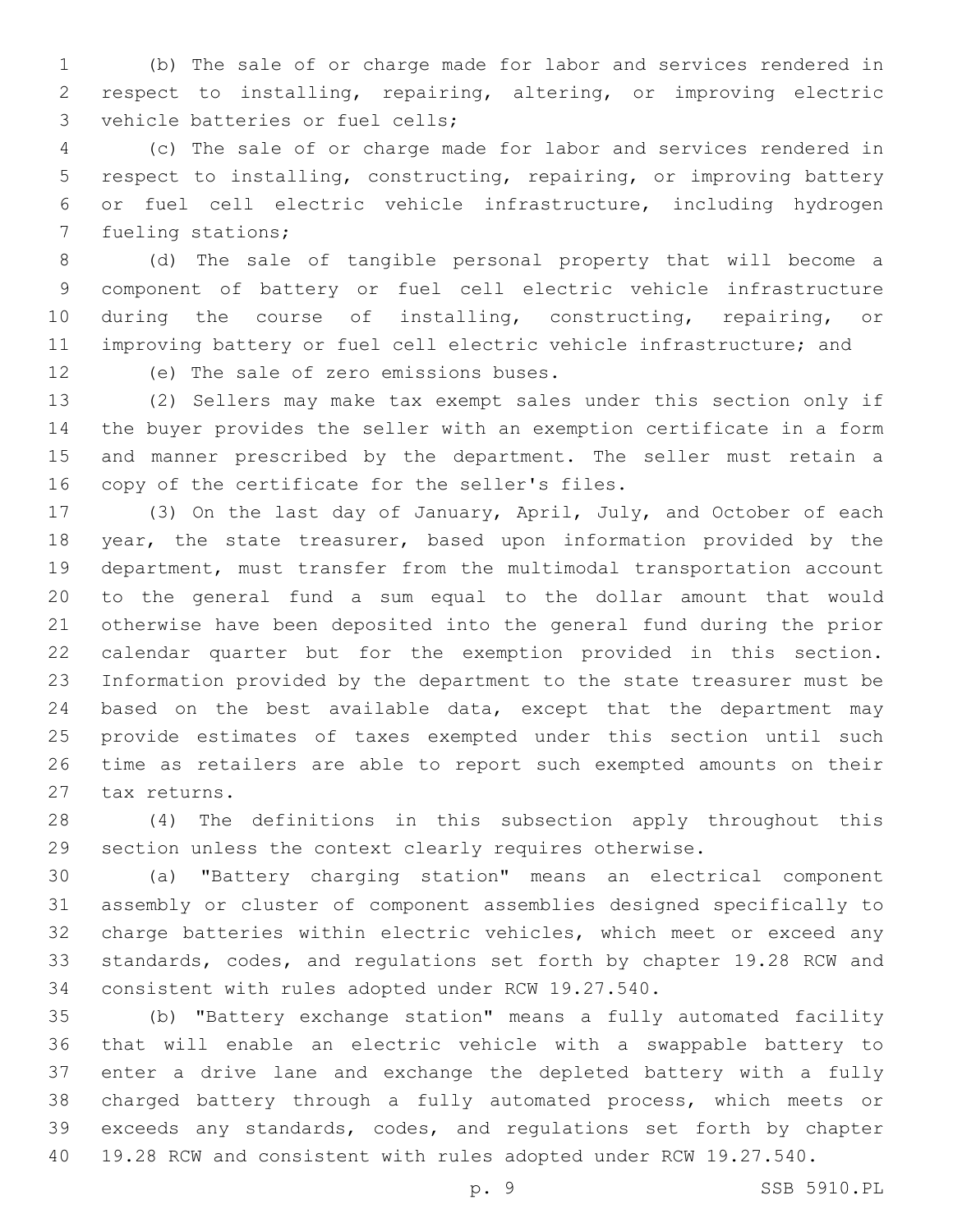(b) The sale of or charge made for labor and services rendered in respect to installing, repairing, altering, or improving electric vehicle batteries or fuel cells;

(c) The sale of or charge made for labor and services rendered in respect to installing, constructing, repairing, or improving battery or fuel cell electric vehicle infrastructure, including hydrogen fueling stations;

(d) The sale of tangible personal property that will become a component of battery or fuel cell electric vehicle infrastructure during the course of installing, constructing, repairing, or improving battery or fuel cell electric vehicle infrastructure; and

(e) The sale of zero emissions buses.

(2) Sellers may make tax exempt sales under this section only if the buyer provides the seller with an exemption certificate in a form and manner prescribed by the department. The seller must retain a copy of the certificate for the seller's files.

(3) On the last day of January, April, July, and October of each year, the state treasurer, based upon information provided by the department, must transfer from the multimodal transportation account to the general fund a sum equal to the dollar amount that would otherwise have been deposited into the general fund during the prior calendar quarter but for the exemption provided in this section. Information provided by the department to the state treasurer must be based on the best available data, except that the department may provide estimates of taxes exempted under this section until such time as retailers are able to report such exempted amounts on their tax returns.

(4) The definitions in this subsection apply throughout this section unless the context clearly requires otherwise.

(a) "Battery charging station" means an electrical component assembly or cluster of component assemblies designed specifically to charge batteries within electric vehicles, which meet or exceed any standards, codes, and regulations set forth by chapter 19.28 RCW and consistent with rules adopted under RCW 19.27.540.

(b) "Battery exchange station" means a fully automated facility that will enable an electric vehicle with a swappable battery to enter a drive lane and exchange the depleted battery with a fully charged battery through a fully automated process, which meets or exceeds any standards, codes, and regulations set forth by chapter 19.28 RCW and consistent with rules adopted under RCW 19.27.540.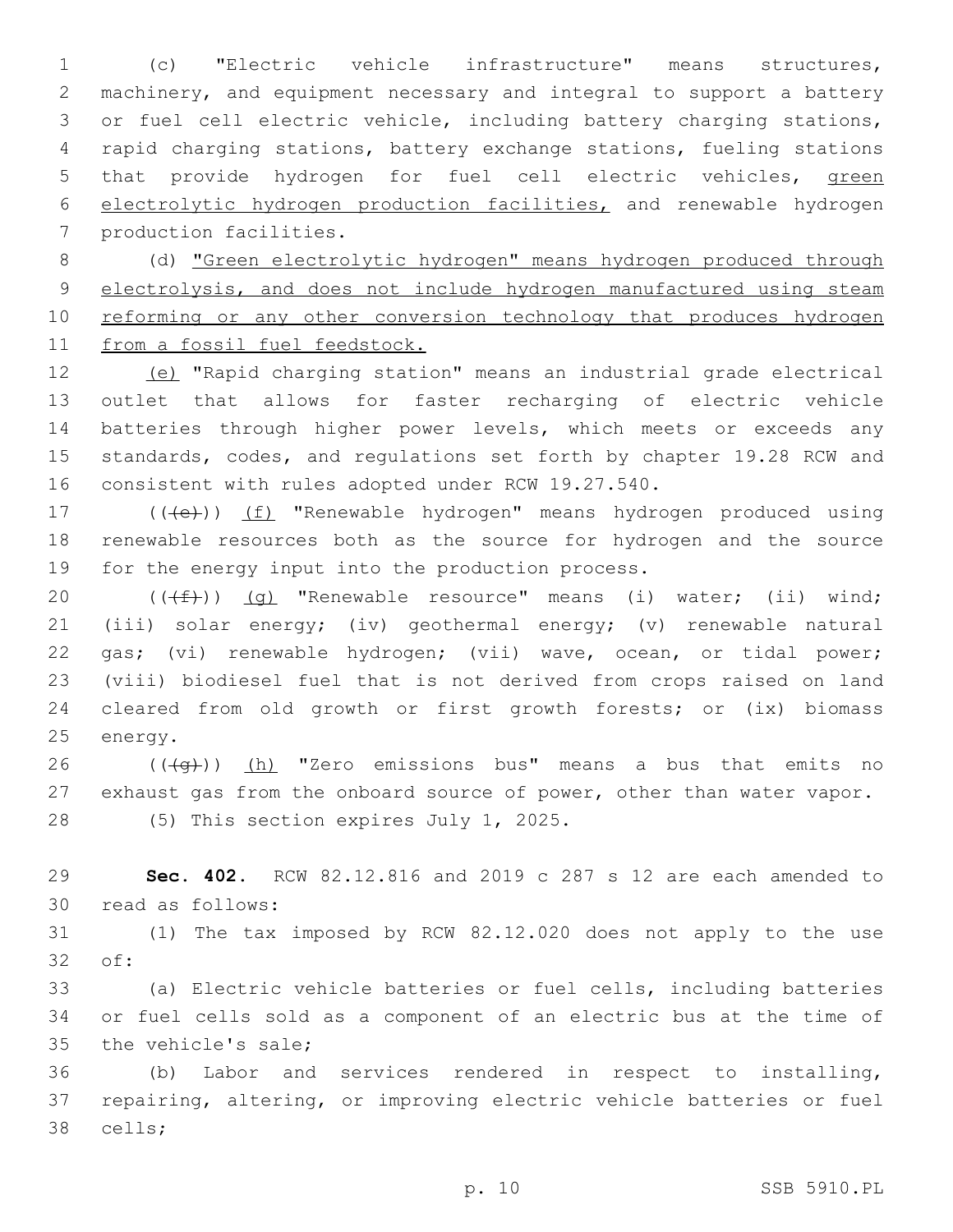(c) "Electric vehicle infrastructure" means structures, machinery, and equipment necessary and integral to support a battery or fuel cell electric vehicle, including battery charging stations, rapid charging stations, battery exchange stations, fueling stations that provide hydrogen for fuel cell electric vehicles, green electrolytic hydrogen production facilities, and renewable hydrogen production facilities.

(d) "Green electrolytic hydrogen" means hydrogen produced through electrolysis, and does not include hydrogen manufactured using steam reforming or any other conversion technology that produces hydrogen from a fossil fuel feedstock.

(e) "Rapid charging station" means an industrial grade electrical outlet that allows for faster recharging of electric vehicle batteries through higher power levels, which meets or exceeds any standards, codes, and regulations set forth by chapter 19.28 RCW and consistent with rules adopted under RCW 19.27.540.

~~((e))~~ (f) "Renewable hydrogen" means hydrogen produced using renewable resources both as the source for hydrogen and the source for the energy input into the production process.

~~((f))~~ (g) "Renewable resource" means (i) water; (ii) wind; (iii) solar energy; (iv) geothermal energy; (v) renewable natural gas; (vi) renewable hydrogen; (vii) wave, ocean, or tidal power; (viii) biodiesel fuel that is not derived from crops raised on land cleared from old growth or first growth forests; or (ix) biomass energy.

~~((g))~~ (h) "Zero emissions bus" means a bus that emits no exhaust gas from the onboard source of power, other than water vapor.

(5) This section expires July 1, 2025.

**Sec. 402.** RCW 82.12.816 and 2019 c 287 s 12 are each amended to read as follows:

(1) The tax imposed by RCW 82.12.020 does not apply to the use of:

(a) Electric vehicle batteries or fuel cells, including batteries or fuel cells sold as a component of an electric bus at the time of the vehicle's sale;

(b) Labor and services rendered in respect to installing, repairing, altering, or improving electric vehicle batteries or fuel cells;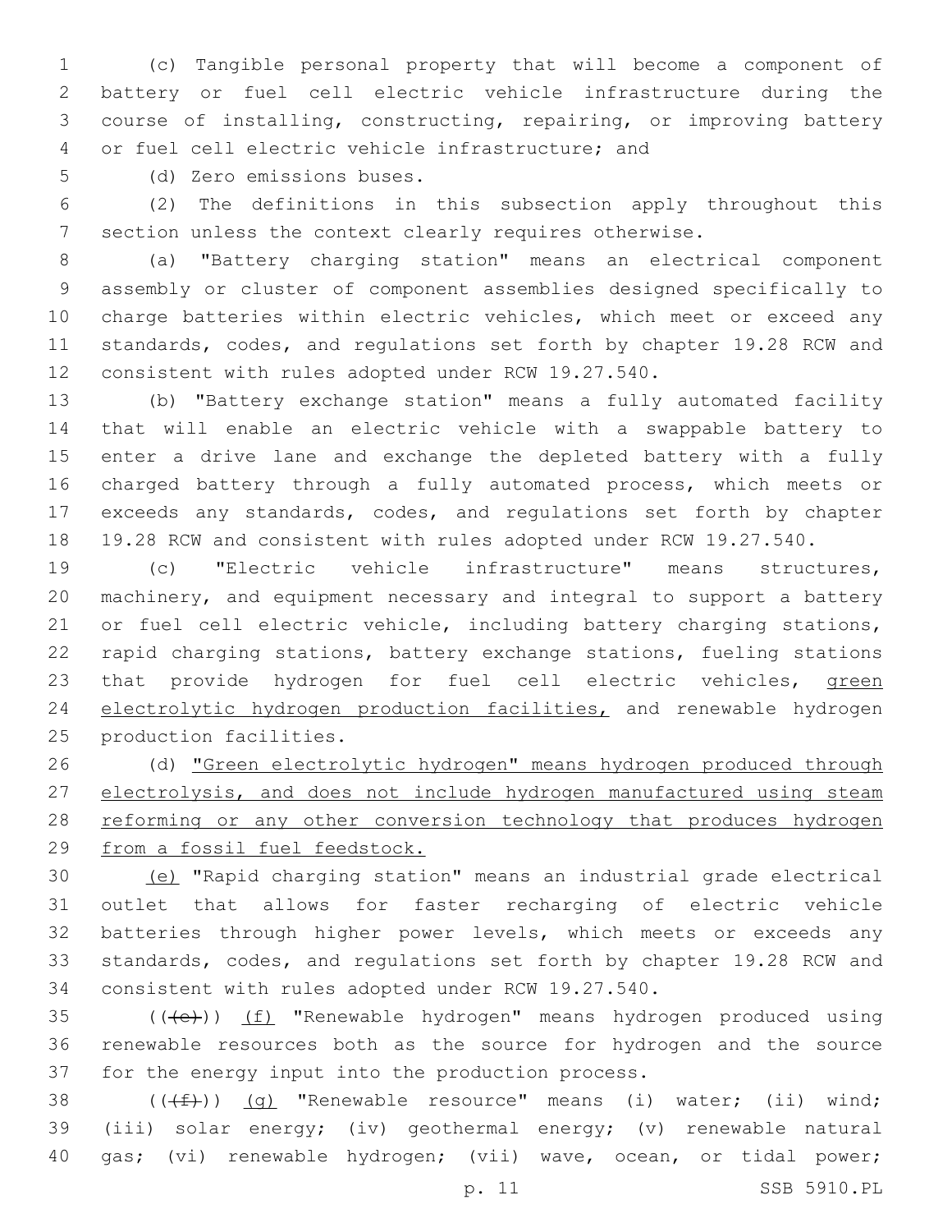(c) Tangible personal property that will become a component of battery or fuel cell electric vehicle infrastructure during the course of installing, constructing, repairing, or improving battery or fuel cell electric vehicle infrastructure; and

(d) Zero emissions buses.

(2) The definitions in this subsection apply throughout this section unless the context clearly requires otherwise.

(a) "Battery charging station" means an electrical component assembly or cluster of component assemblies designed specifically to charge batteries within electric vehicles, which meet or exceed any standards, codes, and regulations set forth by chapter 19.28 RCW and consistent with rules adopted under RCW 19.27.540.

(b) "Battery exchange station" means a fully automated facility that will enable an electric vehicle with a swappable battery to enter a drive lane and exchange the depleted battery with a fully charged battery through a fully automated process, which meets or exceeds any standards, codes, and regulations set forth by chapter 19.28 RCW and consistent with rules adopted under RCW 19.27.540.

(c) "Electric vehicle infrastructure" means structures, machinery, and equipment necessary and integral to support a battery or fuel cell electric vehicle, including battery charging stations, rapid charging stations, battery exchange stations, fueling stations that provide hydrogen for fuel cell electric vehicles, green electrolytic hydrogen production facilities, and renewable hydrogen production facilities.

(d) "Green electrolytic hydrogen" means hydrogen produced through electrolysis, and does not include hydrogen manufactured using steam reforming or any other conversion technology that produces hydrogen from a fossil fuel feedstock.

(e) "Rapid charging station" means an industrial grade electrical outlet that allows for faster recharging of electric vehicle batteries through higher power levels, which meets or exceeds any standards, codes, and regulations set forth by chapter 19.28 RCW and consistent with rules adopted under RCW 19.27.540.

(((e))) (f) "Renewable hydrogen" means hydrogen produced using renewable resources both as the source for hydrogen and the source for the energy input into the production process.

(((f))) (g) "Renewable resource" means (i) water; (ii) wind; (iii) solar energy; (iv) geothermal energy; (v) renewable natural gas; (vi) renewable hydrogen; (vii) wave, ocean, or tidal power;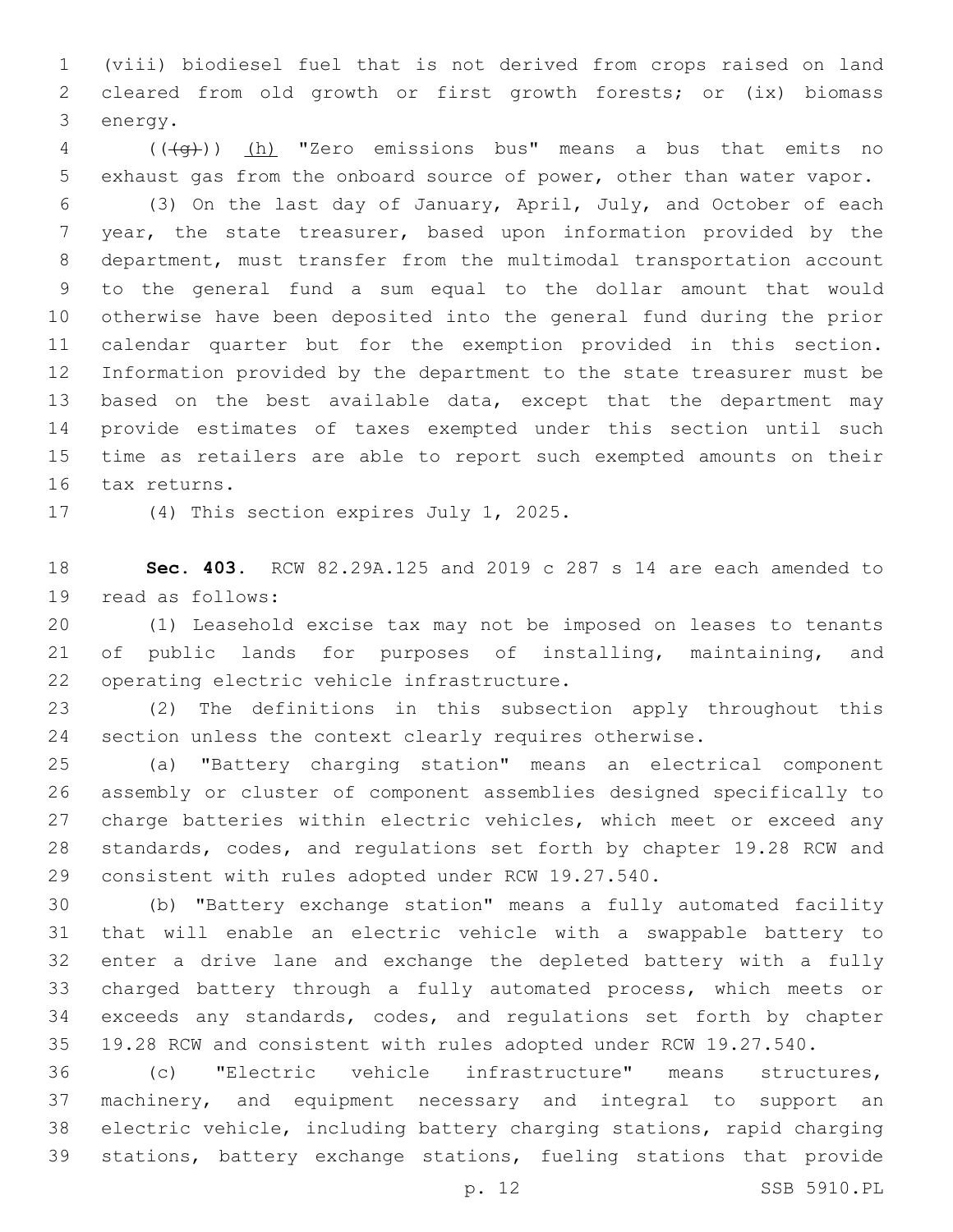(viii) biodiesel fuel that is not derived from crops raised on land cleared from old growth or first growth forests; or (ix) biomass energy.

((~~(g)~~)) <u>(h)</u> "Zero emissions bus" means a bus that emits no exhaust gas from the onboard source of power, other than water vapor.

(3) On the last day of January, April, July, and October of each year, the state treasurer, based upon information provided by the department, must transfer from the multimodal transportation account to the general fund a sum equal to the dollar amount that would otherwise have been deposited into the general fund during the prior calendar quarter but for the exemption provided in this section. Information provided by the department to the state treasurer must be based on the best available data, except that the department may provide estimates of taxes exempted under this section until such time as retailers are able to report such exempted amounts on their tax returns.

(4) This section expires July 1, 2025.

**Sec. 403.** RCW 82.29A.125 and 2019 c 287 s 14 are each amended to read as follows:

(1) Leasehold excise tax may not be imposed on leases to tenants of public lands for purposes of installing, maintaining, and operating electric vehicle infrastructure.

(2) The definitions in this subsection apply throughout this section unless the context clearly requires otherwise.

(a) "Battery charging station" means an electrical component assembly or cluster of component assemblies designed specifically to charge batteries within electric vehicles, which meet or exceed any standards, codes, and regulations set forth by chapter 19.28 RCW and consistent with rules adopted under RCW 19.27.540.

(b) "Battery exchange station" means a fully automated facility that will enable an electric vehicle with a swappable battery to enter a drive lane and exchange the depleted battery with a fully charged battery through a fully automated process, which meets or exceeds any standards, codes, and regulations set forth by chapter 19.28 RCW and consistent with rules adopted under RCW 19.27.540.

(c) "Electric vehicle infrastructure" means structures, machinery, and equipment necessary and integral to support an electric vehicle, including battery charging stations, rapid charging stations, battery exchange stations, fueling stations that provide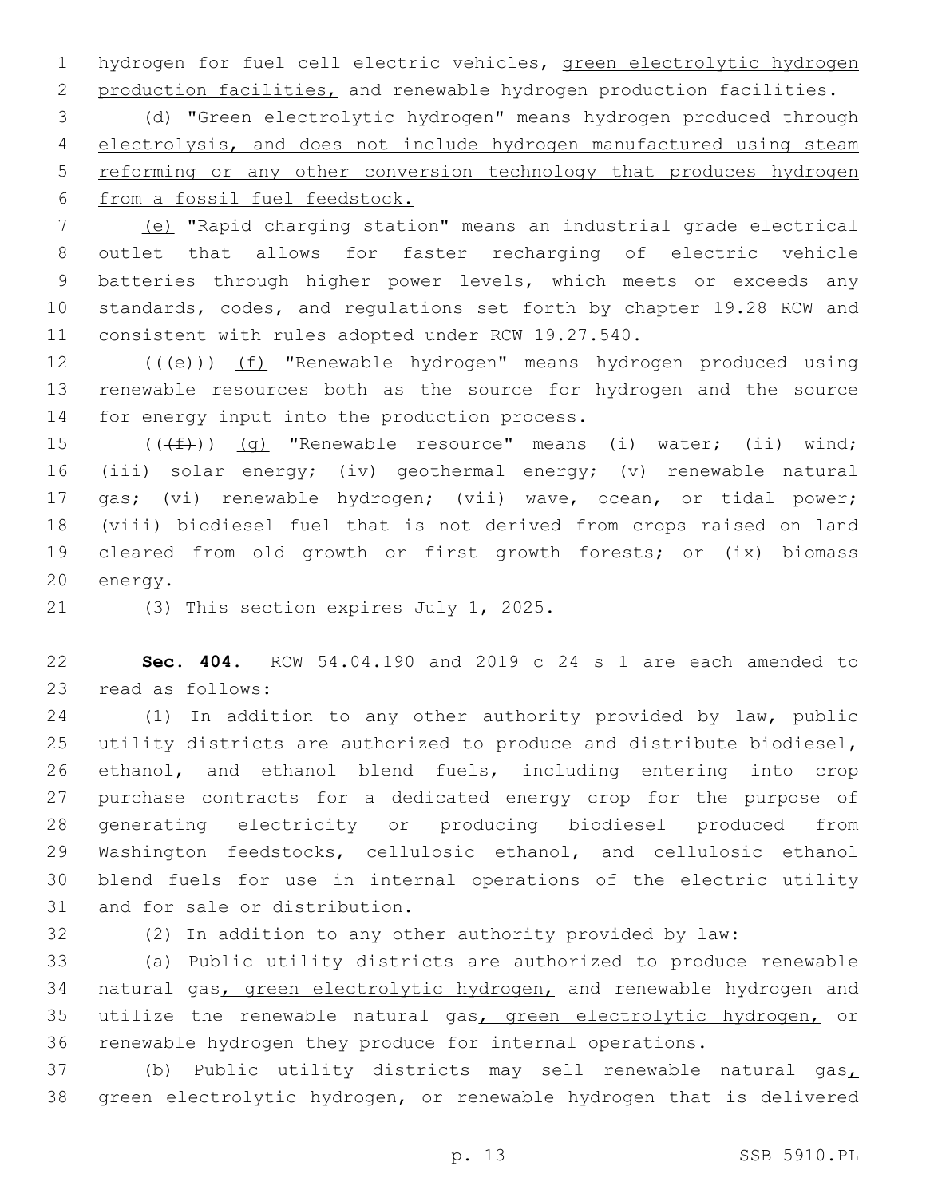hydrogen for fuel cell electric vehicles, green electrolytic hydrogen production facilities, and renewable hydrogen production facilities.

(d) "Green electrolytic hydrogen" means hydrogen produced through electrolysis, and does not include hydrogen manufactured using steam reforming or any other conversion technology that produces hydrogen from a fossil fuel feedstock.

(e) "Rapid charging station" means an industrial grade electrical outlet that allows for faster recharging of electric vehicle batteries through higher power levels, which meets or exceeds any standards, codes, and regulations set forth by chapter 19.28 RCW and consistent with rules adopted under RCW 19.27.540.

(((e))) (f) "Renewable hydrogen" means hydrogen produced using renewable resources both as the source for hydrogen and the source for energy input into the production process.

(((f))) (g) "Renewable resource" means (i) water; (ii) wind; (iii) solar energy; (iv) geothermal energy; (v) renewable natural gas; (vi) renewable hydrogen; (vii) wave, ocean, or tidal power; (viii) biodiesel fuel that is not derived from crops raised on land cleared from old growth or first growth forests; or (ix) biomass energy.

(3) This section expires July 1, 2025.

**Sec. 404.** RCW 54.04.190 and 2019 c 24 s 1 are each amended to read as follows:

(1) In addition to any other authority provided by law, public utility districts are authorized to produce and distribute biodiesel, ethanol, and ethanol blend fuels, including entering into crop purchase contracts for a dedicated energy crop for the purpose of generating electricity or producing biodiesel produced from Washington feedstocks, cellulosic ethanol, and cellulosic ethanol blend fuels for use in internal operations of the electric utility and for sale or distribution.

(2) In addition to any other authority provided by law:

(a) Public utility districts are authorized to produce renewable natural gas, green electrolytic hydrogen, and renewable hydrogen and utilize the renewable natural gas, green electrolytic hydrogen, or renewable hydrogen they produce for internal operations.

(b) Public utility districts may sell renewable natural gas, green electrolytic hydrogen, or renewable hydrogen that is delivered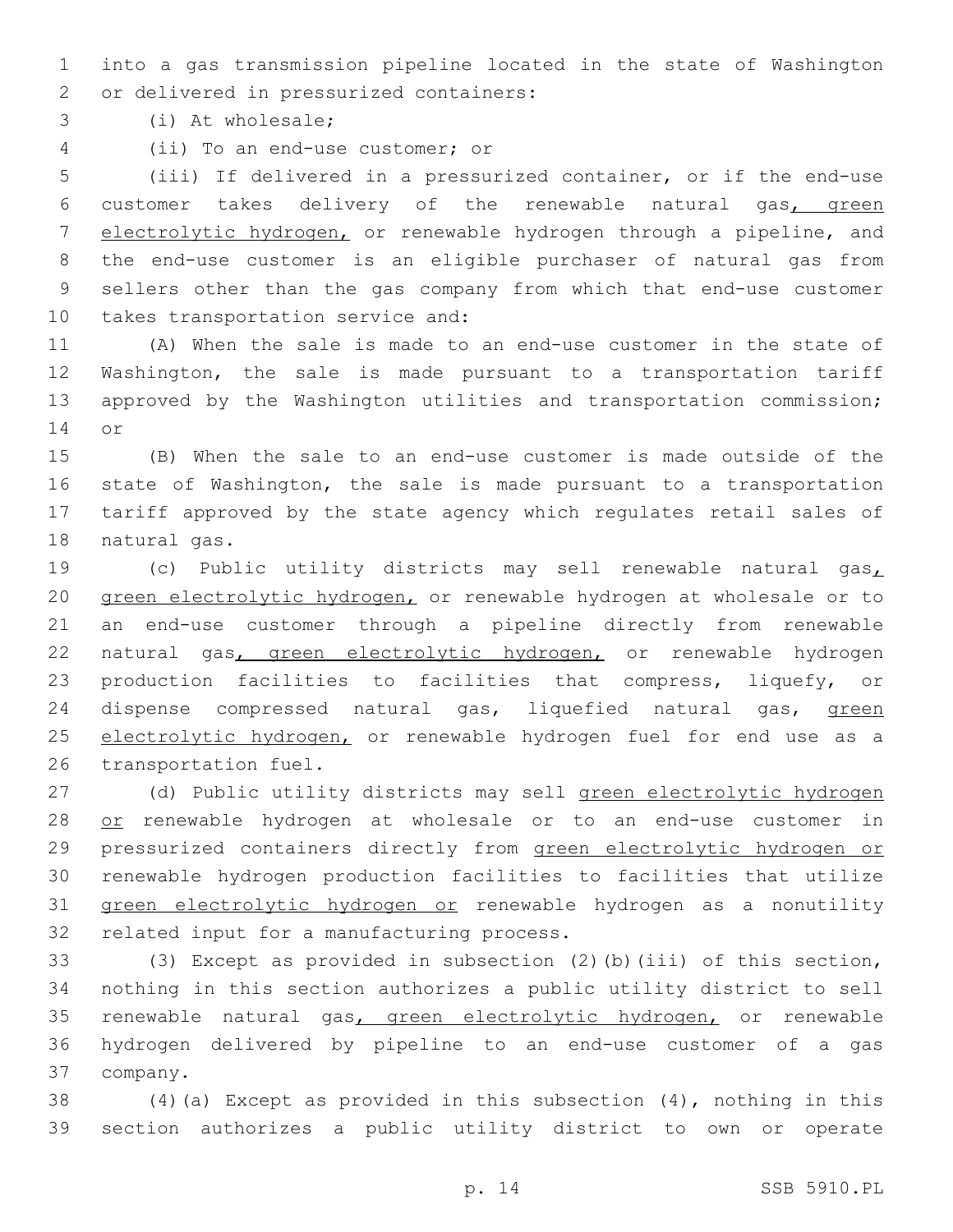into a gas transmission pipeline located in the state of Washington or delivered in pressurized containers:

(i) At wholesale;

(ii) To an end-use customer; or

(iii) If delivered in a pressurized container, or if the end-use customer takes delivery of the renewable natural gas, green electrolytic hydrogen, or renewable hydrogen through a pipeline, and the end-use customer is an eligible purchaser of natural gas from sellers other than the gas company from which that end-use customer takes transportation service and:

(A) When the sale is made to an end-use customer in the state of Washington, the sale is made pursuant to a transportation tariff approved by the Washington utilities and transportation commission; or

(B) When the sale to an end-use customer is made outside of the state of Washington, the sale is made pursuant to a transportation tariff approved by the state agency which regulates retail sales of natural gas.

(c) Public utility districts may sell renewable natural gas, green electrolytic hydrogen, or renewable hydrogen at wholesale or to an end-use customer through a pipeline directly from renewable natural gas, green electrolytic hydrogen, or renewable hydrogen production facilities to facilities that compress, liquefy, or dispense compressed natural gas, liquefied natural gas, green electrolytic hydrogen, or renewable hydrogen fuel for end use as a transportation fuel.

(d) Public utility districts may sell green electrolytic hydrogen or renewable hydrogen at wholesale or to an end-use customer in pressurized containers directly from green electrolytic hydrogen or renewable hydrogen production facilities to facilities that utilize green electrolytic hydrogen or renewable hydrogen as a nonutility related input for a manufacturing process.

(3) Except as provided in subsection (2)(b)(iii) of this section, nothing in this section authorizes a public utility district to sell renewable natural gas, green electrolytic hydrogen, or renewable hydrogen delivered by pipeline to an end-use customer of a gas company.

(4)(a) Except as provided in this subsection (4), nothing in this section authorizes a public utility district to own or operate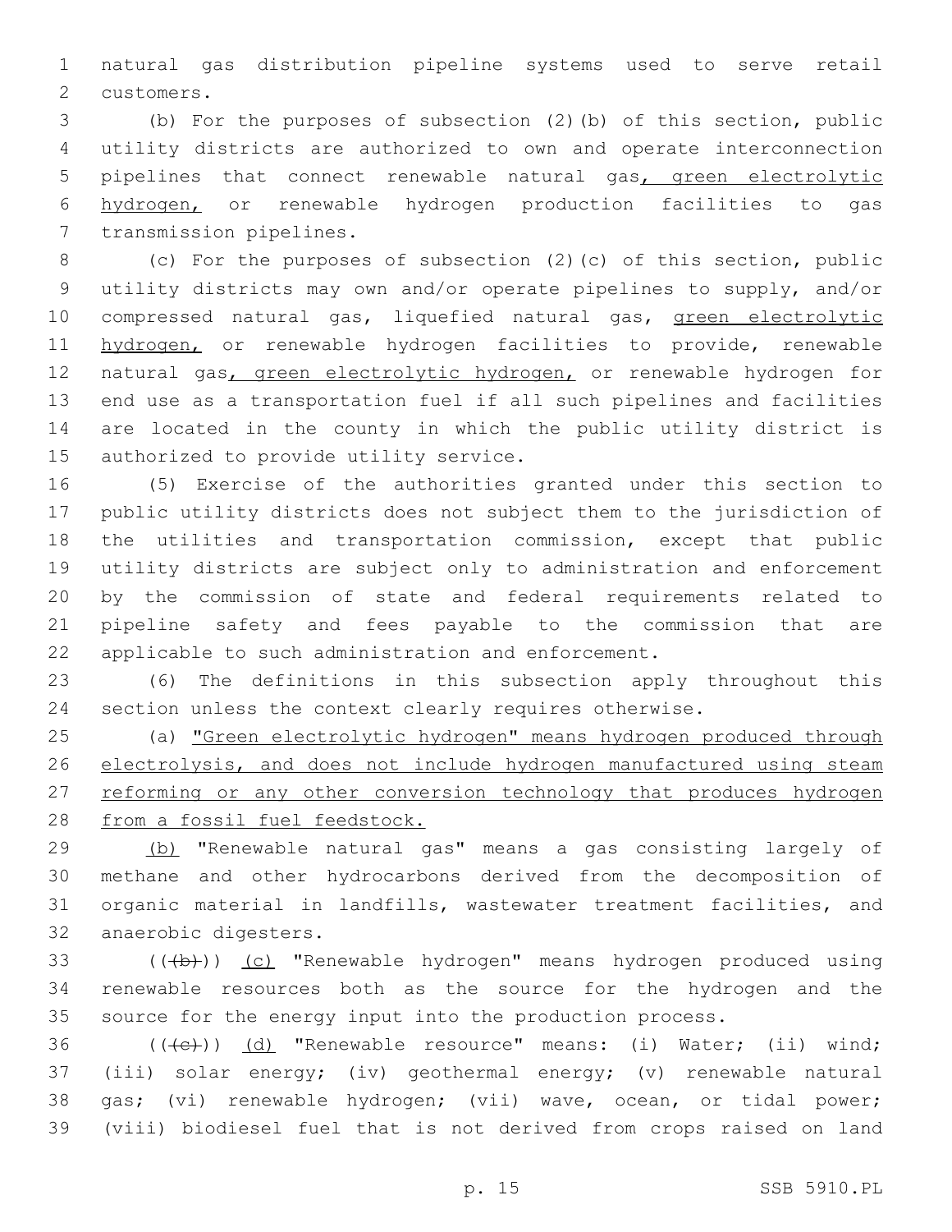natural gas distribution pipeline systems used to serve retail customers.

(b) For the purposes of subsection (2)(b) of this section, public utility districts are authorized to own and operate interconnection pipelines that connect renewable natural gas, green electrolytic hydrogen, or renewable hydrogen production facilities to gas transmission pipelines.

(c) For the purposes of subsection (2)(c) of this section, public utility districts may own and/or operate pipelines to supply, and/or compressed natural gas, liquefied natural gas, green electrolytic hydrogen, or renewable hydrogen facilities to provide, renewable natural gas, green electrolytic hydrogen, or renewable hydrogen for end use as a transportation fuel if all such pipelines and facilities are located in the county in which the public utility district is authorized to provide utility service.

(5) Exercise of the authorities granted under this section to public utility districts does not subject them to the jurisdiction of the utilities and transportation commission, except that public utility districts are subject only to administration and enforcement by the commission of state and federal requirements related to pipeline safety and fees payable to the commission that are applicable to such administration and enforcement.

(6) The definitions in this subsection apply throughout this section unless the context clearly requires otherwise.

(a) "Green electrolytic hydrogen" means hydrogen produced through electrolysis, and does not include hydrogen manufactured using steam reforming or any other conversion technology that produces hydrogen from a fossil fuel feedstock.

(b) "Renewable natural gas" means a gas consisting largely of methane and other hydrocarbons derived from the decomposition of organic material in landfills, wastewater treatment facilities, and anaerobic digesters.

(((b))) (c) "Renewable hydrogen" means hydrogen produced using renewable resources both as the source for the hydrogen and the source for the energy input into the production process.

(((c))) (d) "Renewable resource" means: (i) Water; (ii) wind; (iii) solar energy; (iv) geothermal energy; (v) renewable natural gas; (vi) renewable hydrogen; (vii) wave, ocean, or tidal power; (viii) biodiesel fuel that is not derived from crops raised on land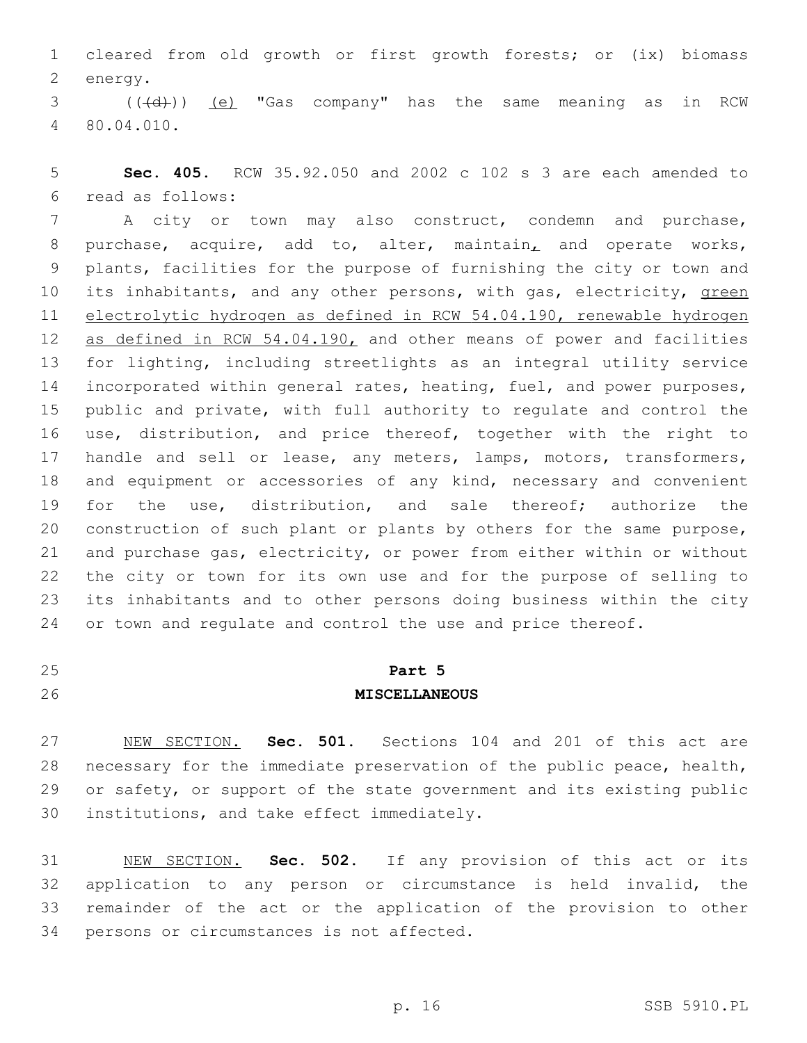cleared from old growth or first growth forests; or (ix) biomass energy.

(((d))) (e) "Gas company" has the same meaning as in RCW 80.04.010.

**Sec. 405.** RCW 35.92.050 and 2002 c 102 s 3 are each amended to read as follows:

A city or town may also construct, condemn and purchase, purchase, acquire, add to, alter, maintain, and operate works, plants, facilities for the purpose of furnishing the city or town and its inhabitants, and any other persons, with gas, electricity, green electrolytic hydrogen as defined in RCW 54.04.190, renewable hydrogen as defined in RCW 54.04.190, and other means of power and facilities for lighting, including streetlights as an integral utility service incorporated within general rates, heating, fuel, and power purposes, public and private, with full authority to regulate and control the use, distribution, and price thereof, together with the right to handle and sell or lease, any meters, lamps, motors, transformers, and equipment or accessories of any kind, necessary and convenient for the use, distribution, and sale thereof; authorize the construction of such plant or plants by others for the same purpose, and purchase gas, electricity, or power from either within or without the city or town for its own use and for the purpose of selling to its inhabitants and to other persons doing business within the city or town and regulate and control the use and price thereof.

## Part 5
## MISCELLANEOUS

NEW SECTION. **Sec. 501.** Sections 104 and 201 of this act are necessary for the immediate preservation of the public peace, health, or safety, or support of the state government and its existing public institutions, and take effect immediately.

NEW SECTION. **Sec. 502.** If any provision of this act or its application to any person or circumstance is held invalid, the remainder of the act or the application of the provision to other persons or circumstances is not affected.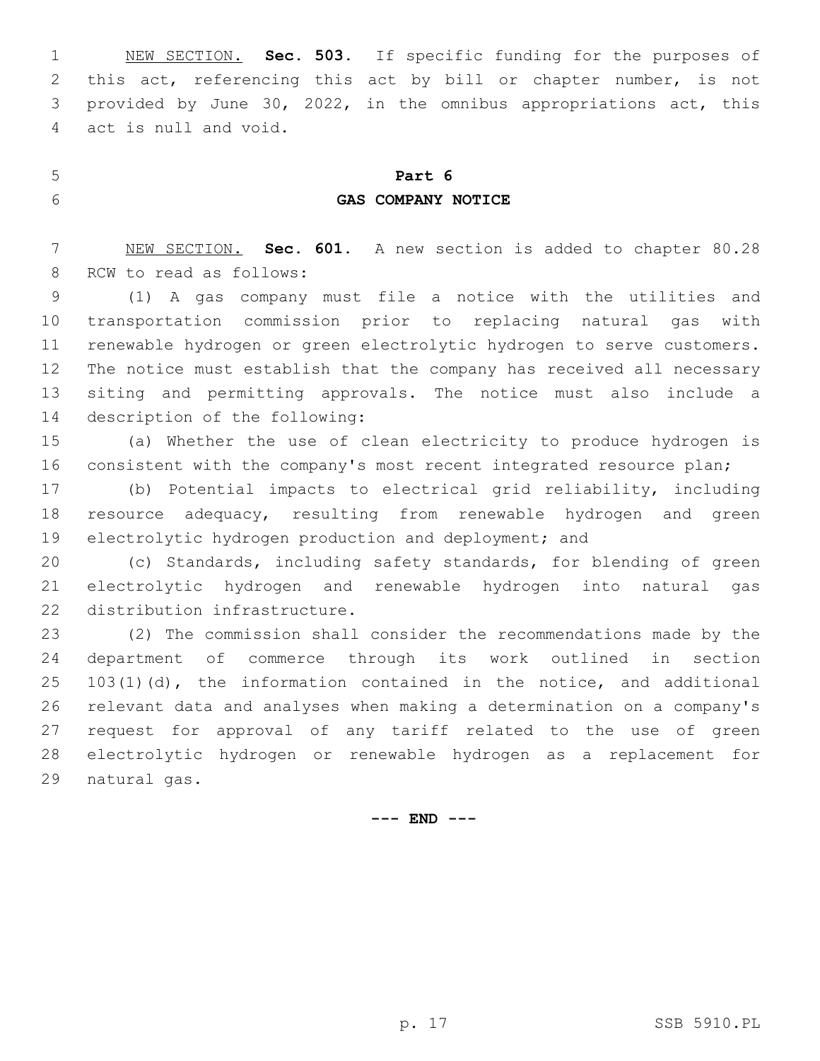NEW SECTION. **Sec. 503.** If specific funding for the purposes of this act, referencing this act by bill or chapter number, is not provided by June 30, 2022, in the omnibus appropriations act, this act is null and void.

## Part 6
## GAS COMPANY NOTICE

NEW SECTION. **Sec. 601.** A new section is added to chapter 80.28 RCW to read as follows:

(1) A gas company must file a notice with the utilities and transportation commission prior to replacing natural gas with renewable hydrogen or green electrolytic hydrogen to serve customers. The notice must establish that the company has received all necessary siting and permitting approvals. The notice must also include a description of the following:

(a) Whether the use of clean electricity to produce hydrogen is consistent with the company's most recent integrated resource plan;

(b) Potential impacts to electrical grid reliability, including resource adequacy, resulting from renewable hydrogen and green electrolytic hydrogen production and deployment; and

(c) Standards, including safety standards, for blending of green electrolytic hydrogen and renewable hydrogen into natural gas distribution infrastructure.

(2) The commission shall consider the recommendations made by the department of commerce through its work outlined in section 103(1)(d), the information contained in the notice, and additional relevant data and analyses when making a determination on a company's request for approval of any tariff related to the use of green electrolytic hydrogen or renewable hydrogen as a replacement for natural gas.

**--- END ---**